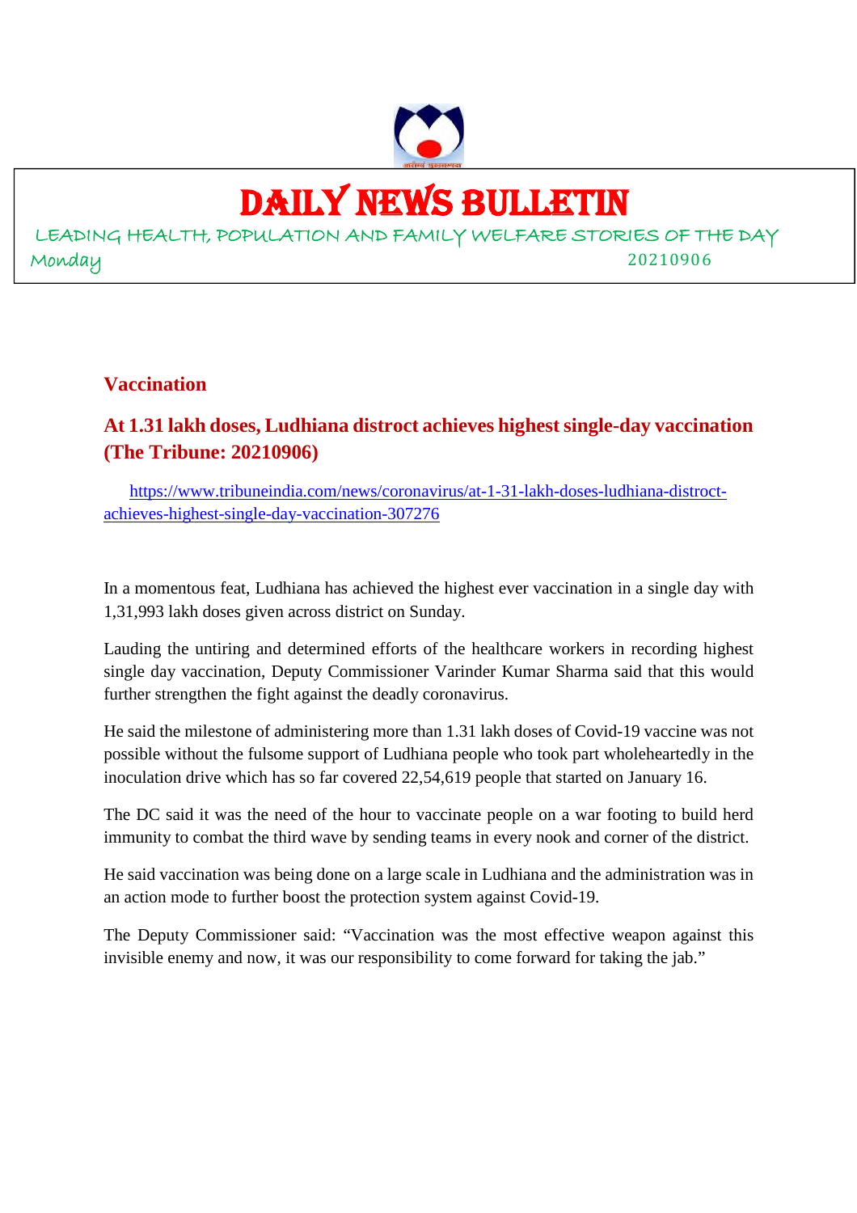# DAILY NEWS BULLETIN

LEADING HEALTH, POPULATION AND FAMILY WELFARE STORIES OF THE DAY

Monday 20210906

## Vaccination

### At 1.31 lakh doses, Ludhiana distroct achieves highest single-day vaccination (The Tribune: 20210906)

https://www.tribuneindia.com/news/coronavirus/at-1-31-lakh-doses-ludhiana-distroct-achieves-highest-single-day-vaccination-307276

In a momentous feat, Ludhiana has achieved the highest ever vaccination in a single day with 1,31,993 lakh doses given across district on Sunday.

Lauding the untiring and determined efforts of the healthcare workers in recording highest single day vaccination, Deputy Commissioner Varinder Kumar Sharma said that this would further strengthen the fight against the deadly coronavirus.

He said the milestone of administering more than 1.31 lakh doses of Covid-19 vaccine was not possible without the fulsome support of Ludhiana people who took part wholeheartedly in the inoculation drive which has so far covered 22,54,619 people that started on January 16.

The DC said it was the need of the hour to vaccinate people on a war footing to build herd immunity to combat the third wave by sending teams in every nook and corner of the district.

He said vaccination was being done on a large scale in Ludhiana and the administration was in an action mode to further boost the protection system against Covid-19.

The Deputy Commissioner said: "Vaccination was the most effective weapon against this invisible enemy and now, it was our responsibility to come forward for taking the jab."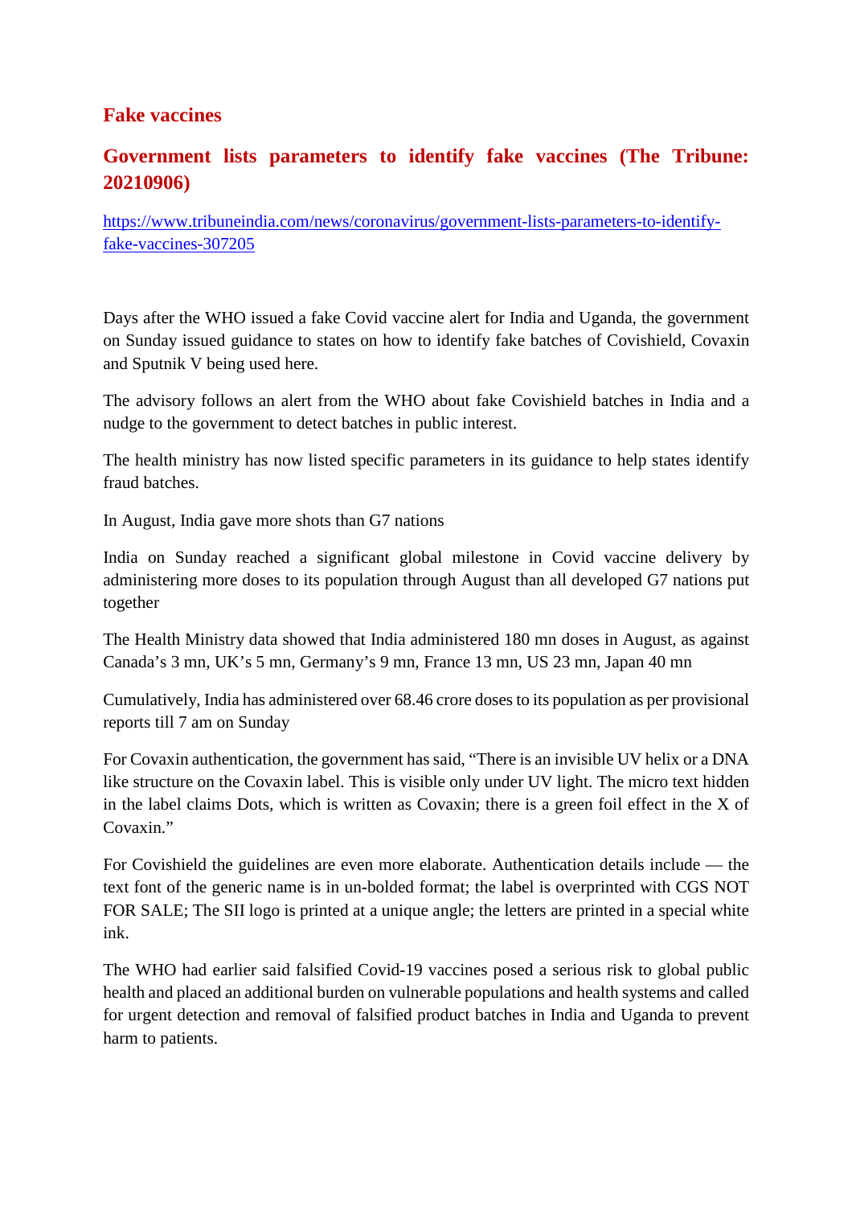## Fake vaccines

### Government lists parameters to identify fake vaccines (The Tribune: 20210906)

https://www.tribuneindia.com/news/coronavirus/government-lists-parameters-to-identify-fake-vaccines-307205

Days after the WHO issued a fake Covid vaccine alert for India and Uganda, the government on Sunday issued guidance to states on how to identify fake batches of Covishield, Covaxin and Sputnik V being used here.

The advisory follows an alert from the WHO about fake Covishield batches in India and a nudge to the government to detect batches in public interest.

The health ministry has now listed specific parameters in its guidance to help states identify fraud batches.

In August, India gave more shots than G7 nations

India on Sunday reached a significant global milestone in Covid vaccine delivery by administering more doses to its population through August than all developed G7 nations put together

The Health Ministry data showed that India administered 180 mn doses in August, as against Canada's 3 mn, UK's 5 mn, Germany's 9 mn, France 13 mn, US 23 mn, Japan 40 mn

Cumulatively, India has administered over 68.46 crore doses to its population as per provisional reports till 7 am on Sunday

For Covaxin authentication, the government has said, "There is an invisible UV helix or a DNA like structure on the Covaxin label. This is visible only under UV light. The micro text hidden in the label claims Dots, which is written as Covaxin; there is a green foil effect in the X of Covaxin."

For Covishield the guidelines are even more elaborate. Authentication details include — the text font of the generic name is in un-bolded format; the label is overprinted with CGS NOT FOR SALE; The SII logo is printed at a unique angle; the letters are printed in a special white ink.

The WHO had earlier said falsified Covid-19 vaccines posed a serious risk to global public health and placed an additional burden on vulnerable populations and health systems and called for urgent detection and removal of falsified product batches in India and Uganda to prevent harm to patients.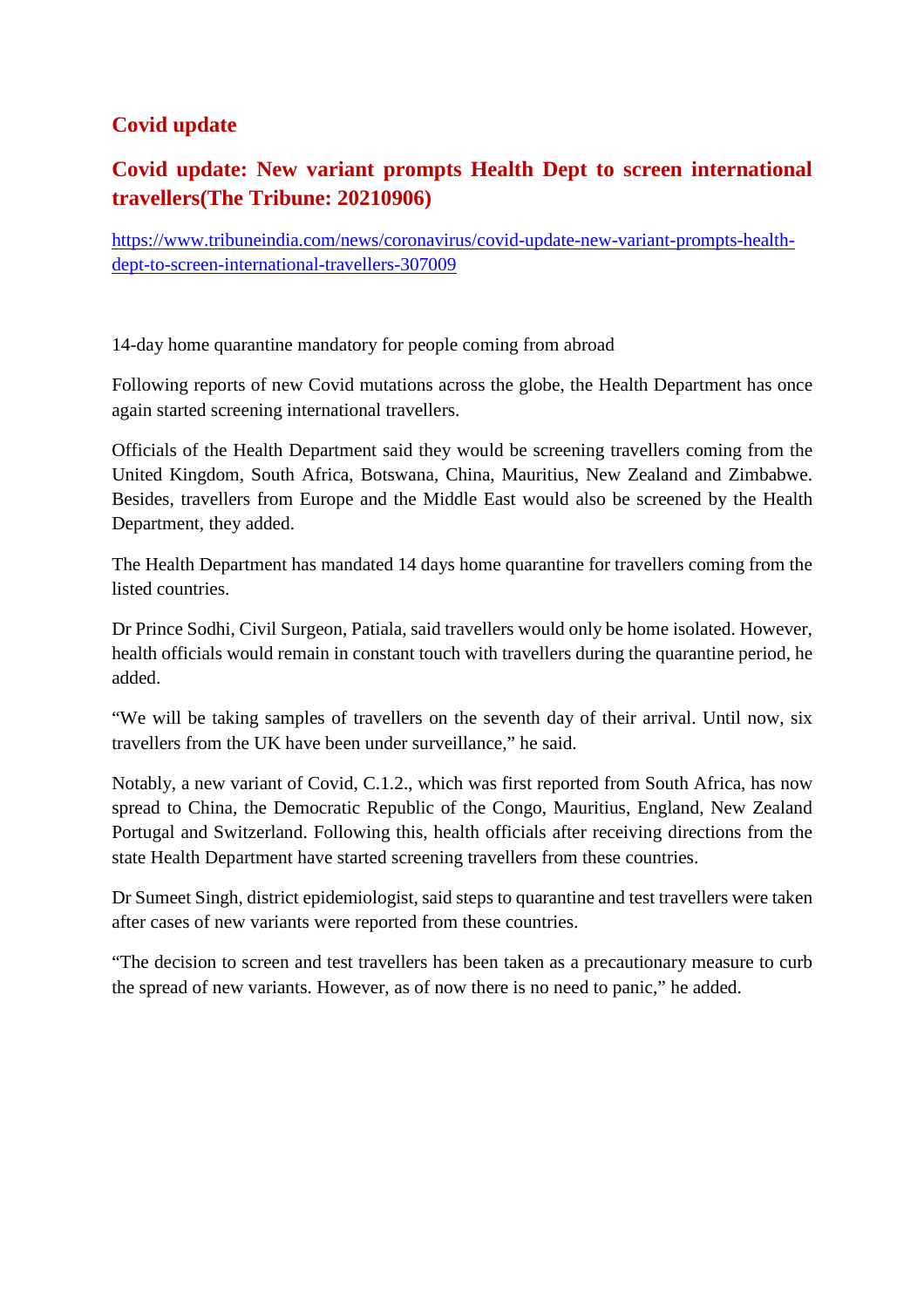## Covid update

## Covid update: New variant prompts Health Dept to screen international travellers(The Tribune: 20210906)

https://www.tribuneindia.com/news/coronavirus/covid-update-new-variant-prompts-health-dept-to-screen-international-travellers-307009

14-day home quarantine mandatory for people coming from abroad

Following reports of new Covid mutations across the globe, the Health Department has once again started screening international travellers.

Officials of the Health Department said they would be screening travellers coming from the United Kingdom, South Africa, Botswana, China, Mauritius, New Zealand and Zimbabwe. Besides, travellers from Europe and the Middle East would also be screened by the Health Department, they added.

The Health Department has mandated 14 days home quarantine for travellers coming from the listed countries.

Dr Prince Sodhi, Civil Surgeon, Patiala, said travellers would only be home isolated. However, health officials would remain in constant touch with travellers during the quarantine period, he added.

"We will be taking samples of travellers on the seventh day of their arrival. Until now, six travellers from the UK have been under surveillance," he said.

Notably, a new variant of Covid, C.1.2., which was first reported from South Africa, has now spread to China, the Democratic Republic of the Congo, Mauritius, England, New Zealand Portugal and Switzerland. Following this, health officials after receiving directions from the state Health Department have started screening travellers from these countries.

Dr Sumeet Singh, district epidemiologist, said steps to quarantine and test travellers were taken after cases of new variants were reported from these countries.

"The decision to screen and test travellers has been taken as a precautionary measure to curb the spread of new variants. However, as of now there is no need to panic," he added.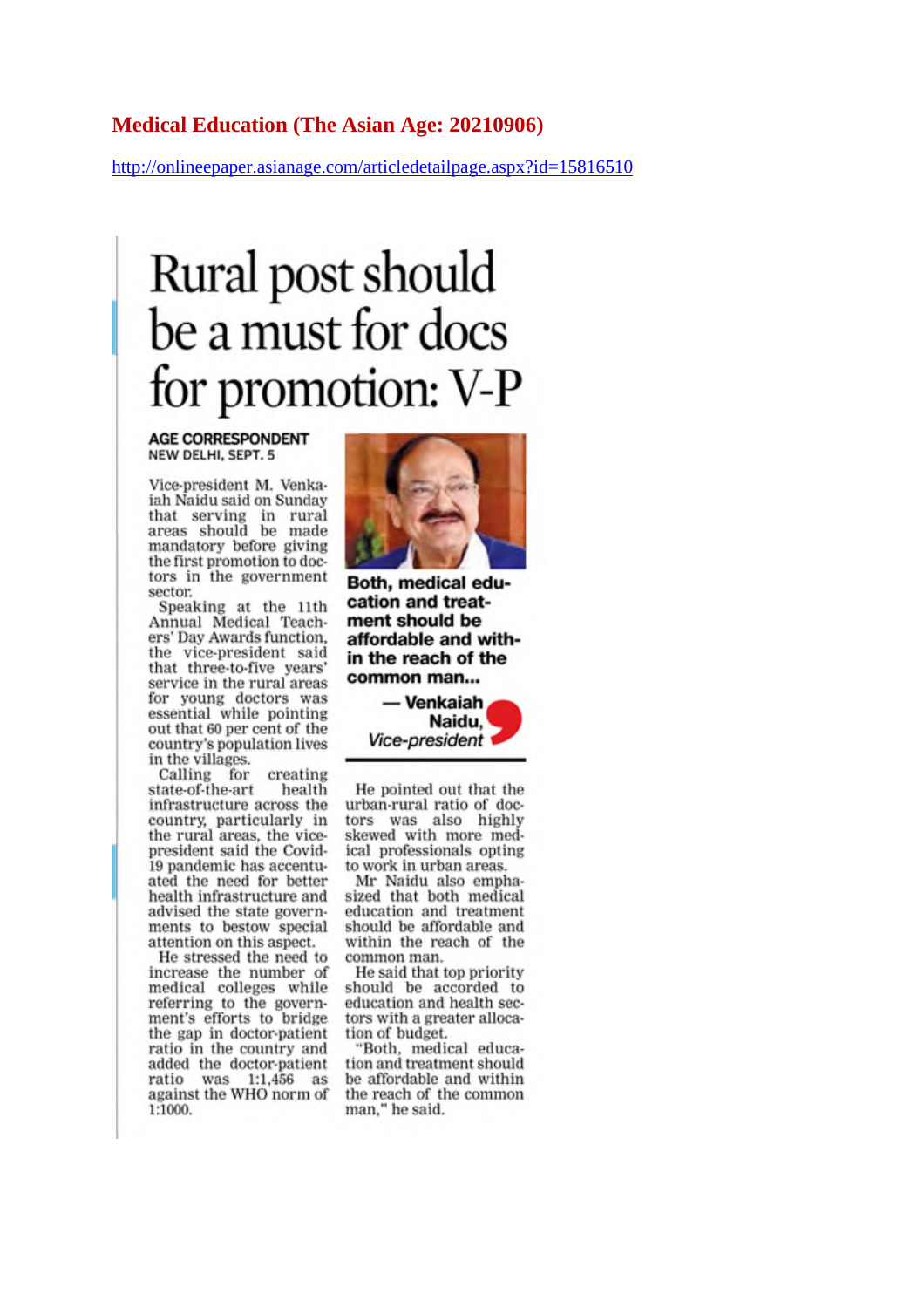**Medical Education (The Asian Age: 20210906)**

http://onlineepaper.asianage.com/articledetailpage.aspx?id=15816510

# Rural post should be a must for docs for promotion: V-P

**AGE CORRESPONDENT**
NEW DELHI, SEPT. 5

Vice-president M. Venkaiah Naidu said on Sunday that serving in rural areas should be made mandatory before giving the first promotion to doctors in the government sector.

Speaking at the 11th Annual Medical Teachers' Day Awards function, the vice-president said that three-to-five years' service in the rural areas for young doctors was essential while pointing out that 60 per cent of the country's population lives in the villages.

Calling for creating state-of-the-art health infrastructure across the country, particularly in the rural areas, the vice-president said the Covid-19 pandemic has accentuated the need for better health infrastructure and advised the state governments to bestow special attention on this aspect.

He stressed the need to increase the number of medical colleges while referring to the government's efforts to bridge the gap in doctor-patient ratio in the country and added the doctor-patient ratio was 1:1,456 as against the WHO norm of 1:1000.

**Both, medical education and treatment should be affordable and within the reach of the common man...**

**— Venkaiah Naidu,** *Vice-president*

He pointed out that the urban-rural ratio of doctors was also highly skewed with more medical professionals opting to work in urban areas.

Mr Naidu also emphasized that both medical education and treatment should be affordable and within the reach of the common man.

He said that top priority should be accorded to education and health sectors with a greater allocation of budget.

"Both, medical education and treatment should be affordable and within the reach of the common man," he said.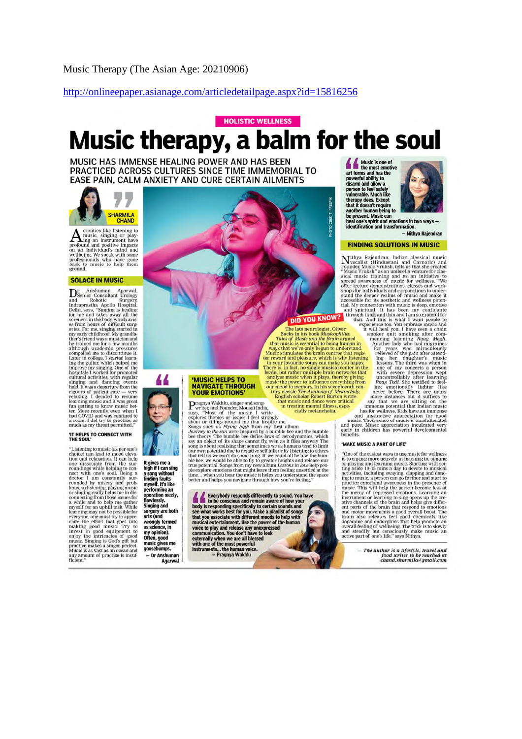Music Therapy (The Asian Age: 20210906)

http://onlineepaper.asianage.com/articledetailpage.aspx?id=15816256

HOLISTIC WELLNESS

# Music therapy, a balm for the soul

## MUSIC HAS IMMENSE HEALING POWER AND HAS BEEN PRACTICED ACROSS CULTURES SINCE TIME IMMEMORIAL TO EASE PAIN, CALM ANXIETY AND CURE CERTAIN AILMENTS

SHARMILA CHAND

Activities like listening to music, singing or playing an instrument have profound and positive impacts on an individual's mind and wellbeing. We speak with some professionals who have gone back to music to help them ground.

### SOLACE IN MUSIC

Dr Anshuman Agarwal, Senior Consultant Urology and Robotic Surgery, Indraprastha Apollo Hospital, Delhi, says, "Singing is healing for me and takes away all the soreness in the body, which arises from hours of difficult surgeries. For me, singing started in my early childhood. My grandfather's friend was a musician and he trained me for a few months although academic pressures compelled me to discontinue it. Later in college, I started learning the guitar, which helped me improve my singing. One of the hospitals I worked for promoted cultural activities, with regular singing and dancing events held. It was a departure from the rigours of patient care — very relaxing. I decided to resume learning music and it was great fun getting to know music better. More recently, even when I had COVID and was confined to a room, I did try to practice, as much as my throat permitted."

### 'IT HELPS TO CONNECT WITH THE SOUL'

"Listening to music (as per one's choice) can lead to mood elevation and relaxation. It can help one dissociate from the surroundings while helping to connect with one's soul. Being a doctor I am constantly surrounded by misery and problems, so listening, playing music or singing really helps me in disconnecting from those issues for a while and to help me gather myself for an uphill task. While learning may not be possible for everyone, one must try to appreciate the effort that goes into making good music. Try to invest in good equipment to enjoy the intricacies of good music. Singing is God's gift but practice makes a singer perfect. Music is as vast as an ocean and any amount of practice is insufficient."

> It gives me a high if I can sing a song without finding faults myself. It's like performing an operation nicely, flawlessly. Singing and surgery are both arts (and wrongly termed as science, in my opinion). Often, good music gives me goosebumps.
>
> — Dr Anshuman Agarwal

### DID YOU KNOW?

The late neurologist, Oliver Sacks in his book *Musicophilia: Tales of Music and the Brain* argued that music is essential to being human in ways that we've only begun to understand. Music stimulates the brain centres that register reward and pleasure, which is why listening to your favourite songs can make you happy. There is, in fact, no single musical center in the brain, but rather multiple brain networks that analyse music when it plays, thereby giving music the power to influence everything from our mood to memory. In his seventeenth century classic *The Anatomy of Melancholy*, English scholar Robert Burton wrote that music and dance were critical in treating mental illness, especially melancholia.

### 'MUSIC HELPS TO NAVIGATE THROUGH YOUR EMOTIONS'

Pragnya Wakhlu, singer and songwriter, and Founder, Mousai India, says, "Most of the music I write explores themes or issues I feel strongly about or things around me that inspire me. Songs such as *Flying high* from my first album *Journey to the sun* were inspired by a bumble bee and the bumble bee theory. The bumble bee defies laws of aerodynamics, which say an object of its shape cannot fly, even as it flies anyway. The song is about realising that sometimes we as humans tend to limit our own potential due to negative self-talk or by listening to others that tell us we can't do something. If we could all be like the bumble-bee, we would be able to fly to greater heights and release our true potential. Songs from my new album *Lessons in love* help people explore emotions that might leave them feeling unsettled at the time... when you hear the music it helps you understand the space better and helps you navigate through how you're feeling."

> Everybody responds differently to sound. You have to be conscious and remain aware of how your body is responding specifically to certain sounds and see what works best for you. Make a playlist of songs that you associate with different moods to help with musical entertainment. Use the power of the human voice to play and release any unexpressed communication. You don't have to look externally when we are all blessed with one of the most powerful instruments... the human voice.
>
> — Pragnya Wakhlu

> Music is one of the most emotive art forms and has the powerful ability to disarm and allow a person to feel safely vulnerable. Much like therapy does. Except that it doesn't require another human being to be present. Music can heal one's spirit and emotions in two ways — identification and transformation.
>
> — Nithya Rajendran

### FINDING SOLUTIONS IN MUSIC

Nithya Rajendran, Indian classical music vocalist (Hindustani and Carnatic) and Founder, Music Vruksh, tells us that she created "Music Vruksh" as an umbrella venture for classical music training and as an initiative to spread awareness of music for wellness. "We offer lecture demonstrations, classes and workshops for individuals and corporations to understand the deeper realms of music and make it accessible for its aesthetic and wellness potential. My connection with music is deep, emotive and spiritual. It has been my confidante through thick and thin and I am so grateful for that. And this is what I want people to experience too. You embrace music and it will heal you. I have seen a chain smoker quit smoking after commencing learning *Raag Megh*. Another lady who had migraines for years was miraculously relieved of the pain after attending her daughter's music lessons. The third was when in one of my concerts a person with severe depression wept uncontrollably after learning *Raag Todi*. She testified to feeling emotionally lighter like never before. There are many more instances but it suffices to say that we are sitting on the immense potential that Indian music has for wellness. Kids have an immense and instinctive appreciation for good music. Their sense of music is unadulterated and pure. Music appreciation inculcated very early in children has powerful developmental benefits.

### 'MAKE MUSIC A PART OF LIFE'

"One of the easiest ways to use music for wellness is to engage more actively in listening to, singing or playing and learning music. Starting with setting aside 10-15 mins a day to devote to musical activities, including swaying, clapping and dancing to music, a person can go further and start to practice emotional awareness in the presence of music. This will help the person become less at the mercy of repressed emotions. Learning an instrument or learning to sing opens up the creative channels of the brain and helps give different parts of the brain that respond to emotions and motor movements a good overall boost. The brain also releases feel good chemicals like dopamine and endorphins that help promote an overall feeling of wellbeing. The trick is to slowly and steadily but consciously make music an active part of one's life," says Nithya.

*— The author is a lifestyle, travel and food writer to be reached at chand.sharmila@gmail.com*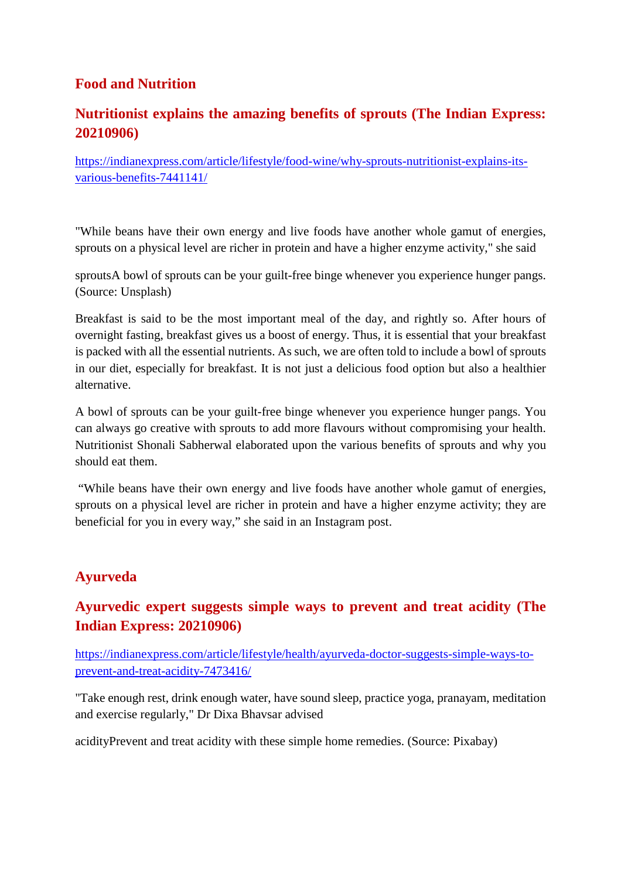## Food and Nutrition

### Nutritionist explains the amazing benefits of sprouts (The Indian Express: 20210906)

https://indianexpress.com/article/lifestyle/food-wine/why-sprouts-nutritionist-explains-its-various-benefits-7441141/

"While beans have their own energy and live foods have another whole gamut of energies, sprouts on a physical level are richer in protein and have a higher enzyme activity," she said

sproutsA bowl of sprouts can be your guilt-free binge whenever you experience hunger pangs. (Source: Unsplash)

Breakfast is said to be the most important meal of the day, and rightly so. After hours of overnight fasting, breakfast gives us a boost of energy. Thus, it is essential that your breakfast is packed with all the essential nutrients. As such, we are often told to include a bowl of sprouts in our diet, especially for breakfast. It is not just a delicious food option but also a healthier alternative.

A bowl of sprouts can be your guilt-free binge whenever you experience hunger pangs. You can always go creative with sprouts to add more flavours without compromising your health. Nutritionist Shonali Sabherwal elaborated upon the various benefits of sprouts and why you should eat them.

"While beans have their own energy and live foods have another whole gamut of energies, sprouts on a physical level are richer in protein and have a higher enzyme activity; they are beneficial for you in every way," she said in an Instagram post.

## Ayurveda

### Ayurvedic expert suggests simple ways to prevent and treat acidity (The Indian Express: 20210906)

https://indianexpress.com/article/lifestyle/health/ayurveda-doctor-suggests-simple-ways-to-prevent-and-treat-acidity-7473416/

"Take enough rest, drink enough water, have sound sleep, practice yoga, pranayam, meditation and exercise regularly," Dr Dixa Bhavsar advised

acidityPrevent and treat acidity with these simple home remedies. (Source: Pixabay)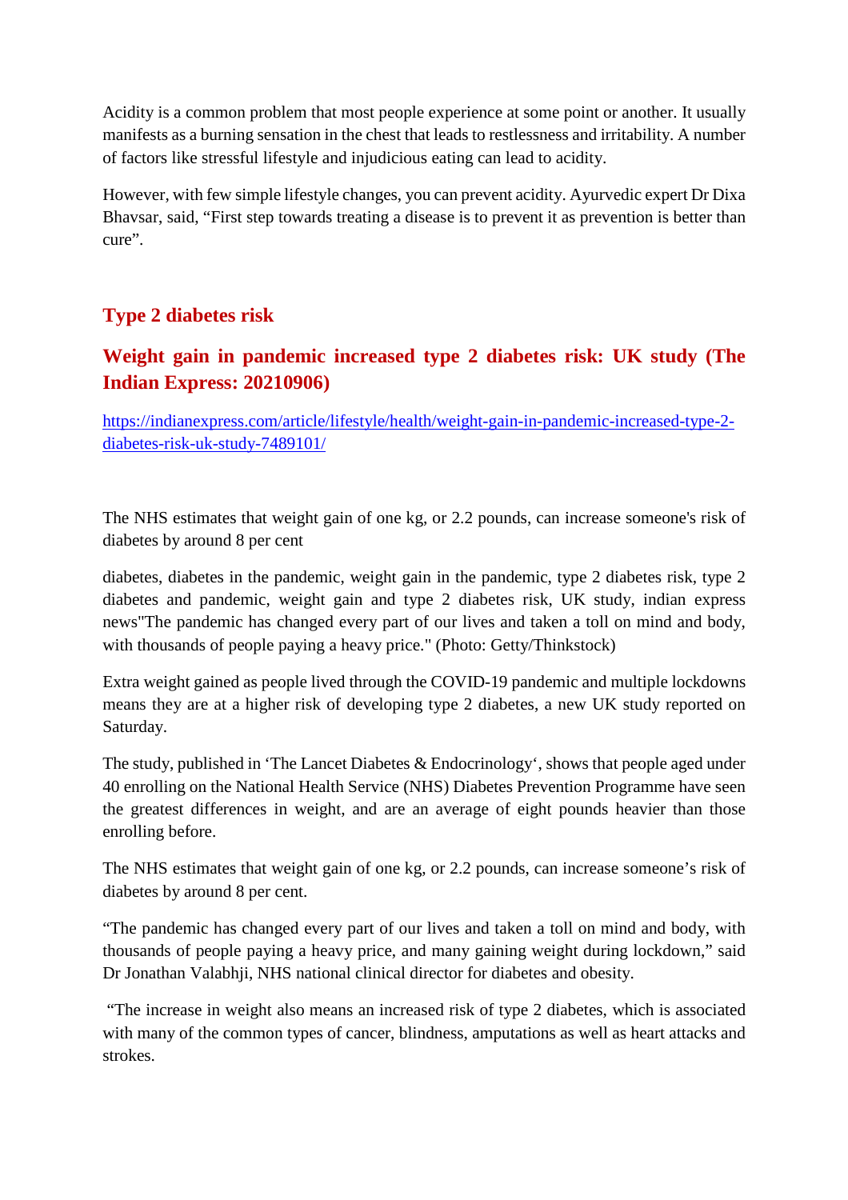Acidity is a common problem that most people experience at some point or another. It usually manifests as a burning sensation in the chest that leads to restlessness and irritability. A number of factors like stressful lifestyle and injudicious eating can lead to acidity.

However, with few simple lifestyle changes, you can prevent acidity. Ayurvedic expert Dr Dixa Bhavsar, said, “First step towards treating a disease is to prevent it as prevention is better than cure”.

## Type 2 diabetes risk

## Weight gain in pandemic increased type 2 diabetes risk: UK study (The Indian Express: 20210906)

https://indianexpress.com/article/lifestyle/health/weight-gain-in-pandemic-increased-type-2-diabetes-risk-uk-study-7489101/

The NHS estimates that weight gain of one kg, or 2.2 pounds, can increase someone's risk of diabetes by around 8 per cent

diabetes, diabetes in the pandemic, weight gain in the pandemic, type 2 diabetes risk, type 2 diabetes and pandemic, weight gain and type 2 diabetes risk, UK study, indian express news"The pandemic has changed every part of our lives and taken a toll on mind and body, with thousands of people paying a heavy price." (Photo: Getty/Thinkstock)

Extra weight gained as people lived through the COVID-19 pandemic and multiple lockdowns means they are at a higher risk of developing type 2 diabetes, a new UK study reported on Saturday.

The study, published in ‘The Lancet Diabetes & Endocrinology‘, shows that people aged under 40 enrolling on the National Health Service (NHS) Diabetes Prevention Programme have seen the greatest differences in weight, and are an average of eight pounds heavier than those enrolling before.

The NHS estimates that weight gain of one kg, or 2.2 pounds, can increase someone’s risk of diabetes by around 8 per cent.

“The pandemic has changed every part of our lives and taken a toll on mind and body, with thousands of people paying a heavy price, and many gaining weight during lockdown,” said Dr Jonathan Valabhji, NHS national clinical director for diabetes and obesity.

“The increase in weight also means an increased risk of type 2 diabetes, which is associated with many of the common types of cancer, blindness, amputations as well as heart attacks and strokes.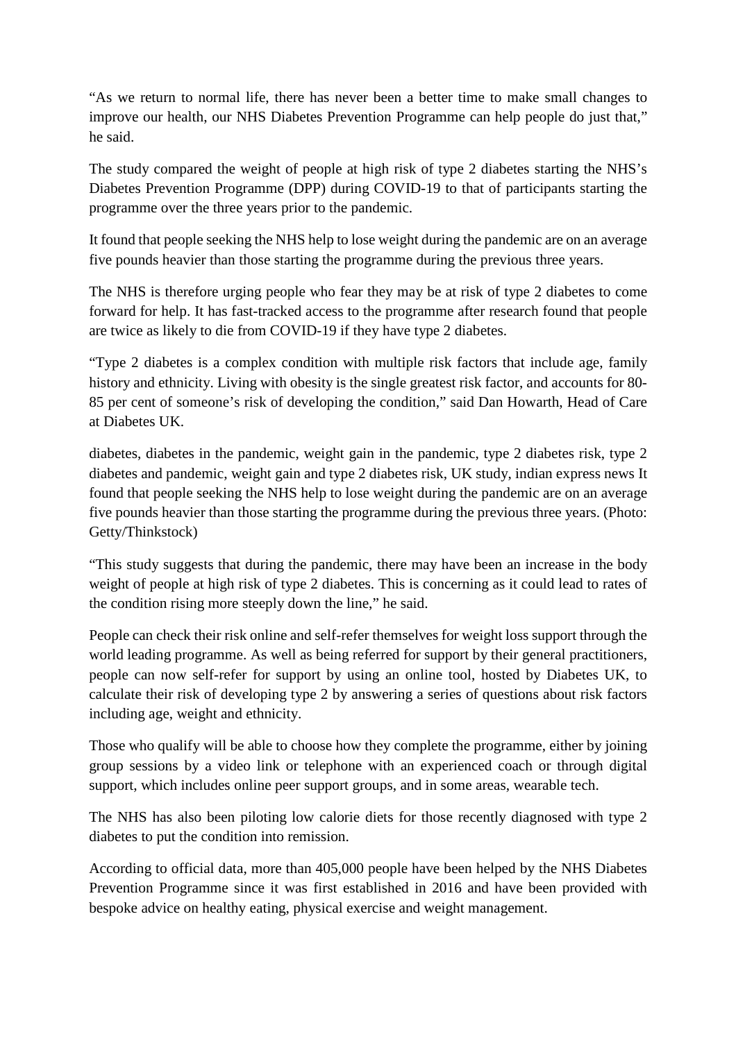"As we return to normal life, there has never been a better time to make small changes to improve our health, our NHS Diabetes Prevention Programme can help people do just that," he said.

The study compared the weight of people at high risk of type 2 diabetes starting the NHS's Diabetes Prevention Programme (DPP) during COVID-19 to that of participants starting the programme over the three years prior to the pandemic.

It found that people seeking the NHS help to lose weight during the pandemic are on an average five pounds heavier than those starting the programme during the previous three years.

The NHS is therefore urging people who fear they may be at risk of type 2 diabetes to come forward for help. It has fast-tracked access to the programme after research found that people are twice as likely to die from COVID-19 if they have type 2 diabetes.

"Type 2 diabetes is a complex condition with multiple risk factors that include age, family history and ethnicity. Living with obesity is the single greatest risk factor, and accounts for 80-85 per cent of someone's risk of developing the condition," said Dan Howarth, Head of Care at Diabetes UK.

diabetes, diabetes in the pandemic, weight gain in the pandemic, type 2 diabetes risk, type 2 diabetes and pandemic, weight gain and type 2 diabetes risk, UK study, indian express news It found that people seeking the NHS help to lose weight during the pandemic are on an average five pounds heavier than those starting the programme during the previous three years. (Photo: Getty/Thinkstock)

"This study suggests that during the pandemic, there may have been an increase in the body weight of people at high risk of type 2 diabetes. This is concerning as it could lead to rates of the condition rising more steeply down the line," he said.

People can check their risk online and self-refer themselves for weight loss support through the world leading programme. As well as being referred for support by their general practitioners, people can now self-refer for support by using an online tool, hosted by Diabetes UK, to calculate their risk of developing type 2 by answering a series of questions about risk factors including age, weight and ethnicity.

Those who qualify will be able to choose how they complete the programme, either by joining group sessions by a video link or telephone with an experienced coach or through digital support, which includes online peer support groups, and in some areas, wearable tech.

The NHS has also been piloting low calorie diets for those recently diagnosed with type 2 diabetes to put the condition into remission.

According to official data, more than 405,000 people have been helped by the NHS Diabetes Prevention Programme since it was first established in 2016 and have been provided with bespoke advice on healthy eating, physical exercise and weight management.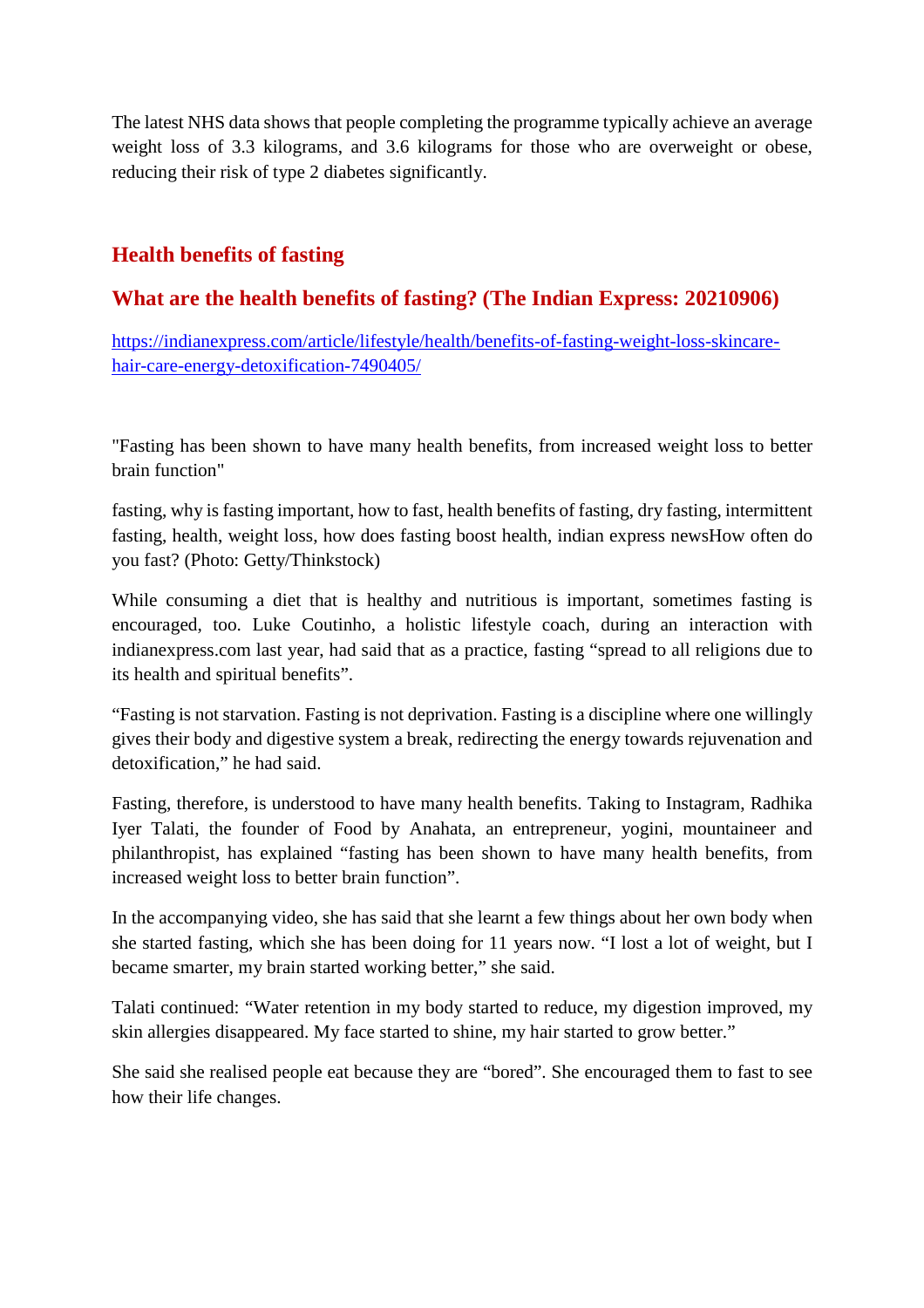The latest NHS data shows that people completing the programme typically achieve an average weight loss of 3.3 kilograms, and 3.6 kilograms for those who are overweight or obese, reducing their risk of type 2 diabetes significantly.

## Health benefits of fasting

## What are the health benefits of fasting? (The Indian Express: 20210906)

https://indianexpress.com/article/lifestyle/health/benefits-of-fasting-weight-loss-skincare-hair-care-energy-detoxification-7490405/

"Fasting has been shown to have many health benefits, from increased weight loss to better brain function"

fasting, why is fasting important, how to fast, health benefits of fasting, dry fasting, intermittent fasting, health, weight loss, how does fasting boost health, indian express newsHow often do you fast? (Photo: Getty/Thinkstock)

While consuming a diet that is healthy and nutritious is important, sometimes fasting is encouraged, too. Luke Coutinho, a holistic lifestyle coach, during an interaction with indianexpress.com last year, had said that as a practice, fasting "spread to all religions due to its health and spiritual benefits".

"Fasting is not starvation. Fasting is not deprivation. Fasting is a discipline where one willingly gives their body and digestive system a break, redirecting the energy towards rejuvenation and detoxification," he had said.

Fasting, therefore, is understood to have many health benefits. Taking to Instagram, Radhika Iyer Talati, the founder of Food by Anahata, an entrepreneur, yogini, mountaineer and philanthropist, has explained "fasting has been shown to have many health benefits, from increased weight loss to better brain function".

In the accompanying video, she has said that she learnt a few things about her own body when she started fasting, which she has been doing for 11 years now. "I lost a lot of weight, but I became smarter, my brain started working better," she said.

Talati continued: "Water retention in my body started to reduce, my digestion improved, my skin allergies disappeared. My face started to shine, my hair started to grow better."

She said she realised people eat because they are "bored". She encouraged them to fast to see how their life changes.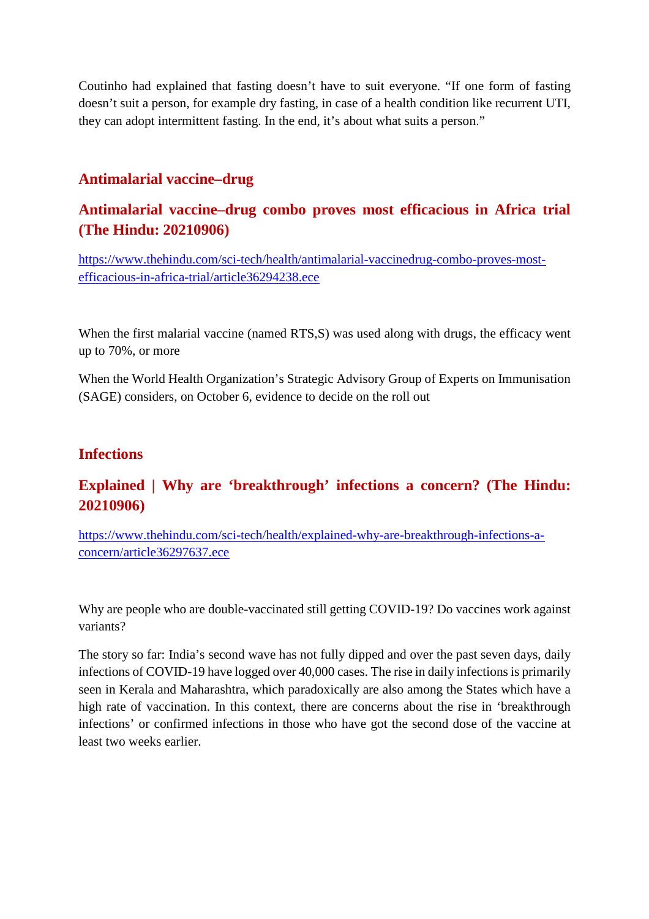Coutinho had explained that fasting doesn't have to suit everyone. "If one form of fasting doesn't suit a person, for example dry fasting, in case of a health condition like recurrent UTI, they can adopt intermittent fasting. In the end, it's about what suits a person."

## Antimalarial vaccine–drug

### Antimalarial vaccine–drug combo proves most efficacious in Africa trial (The Hindu: 20210906)

https://www.thehindu.com/sci-tech/health/antimalarial-vaccinedrug-combo-proves-most-efficacious-in-africa-trial/article36294238.ece

When the first malarial vaccine (named RTS,S) was used along with drugs, the efficacy went up to 70%, or more

When the World Health Organization's Strategic Advisory Group of Experts on Immunisation (SAGE) considers, on October 6, evidence to decide on the roll out

## Infections

### Explained | Why are 'breakthrough' infections a concern? (The Hindu: 20210906)

https://www.thehindu.com/sci-tech/health/explained-why-are-breakthrough-infections-a-concern/article36297637.ece

Why are people who are double-vaccinated still getting COVID-19? Do vaccines work against variants?

The story so far: India's second wave has not fully dipped and over the past seven days, daily infections of COVID-19 have logged over 40,000 cases. The rise in daily infections is primarily seen in Kerala and Maharashtra, which paradoxically are also among the States which have a high rate of vaccination. In this context, there are concerns about the rise in 'breakthrough infections' or confirmed infections in those who have got the second dose of the vaccine at least two weeks earlier.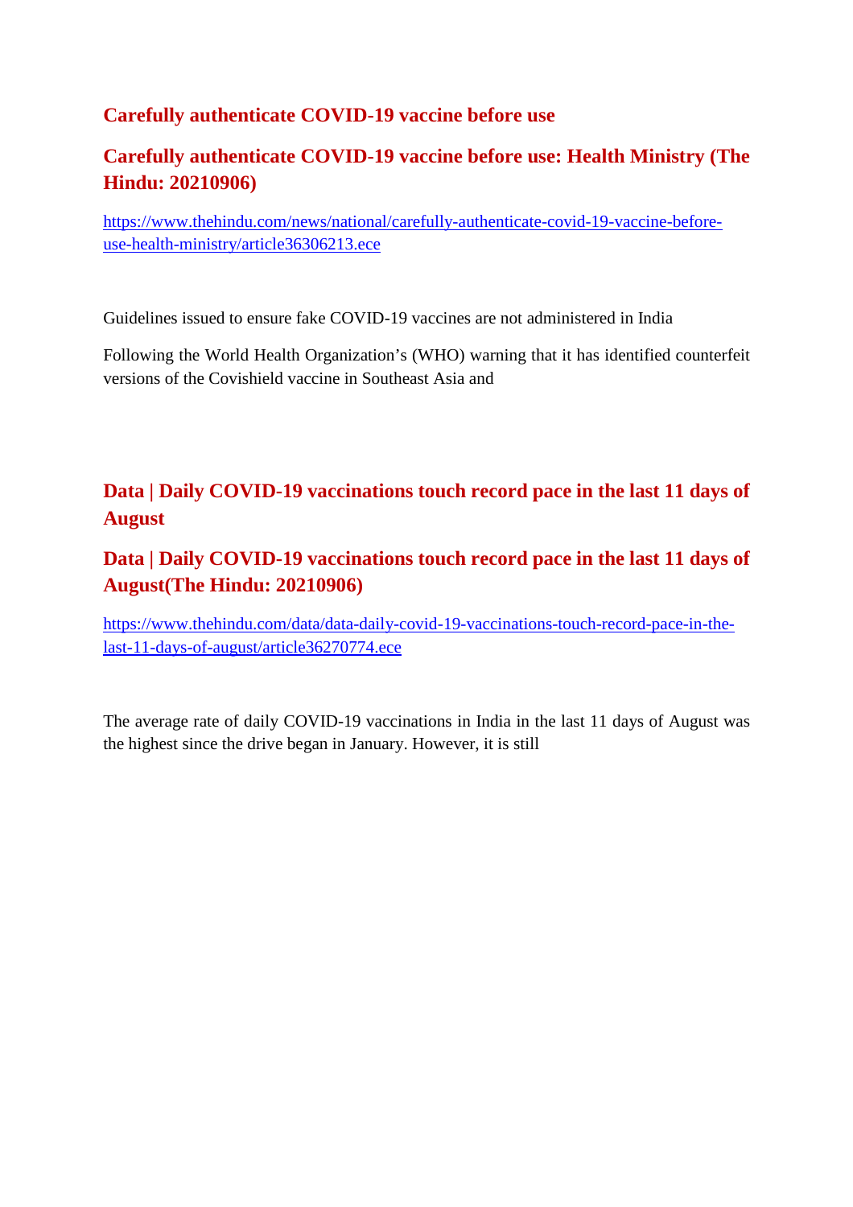## Carefully authenticate COVID-19 vaccine before use

## Carefully authenticate COVID-19 vaccine before use: Health Ministry (The Hindu: 20210906)

https://www.thehindu.com/news/national/carefully-authenticate-covid-19-vaccine-before-use-health-ministry/article36306213.ece

Guidelines issued to ensure fake COVID-19 vaccines are not administered in India

Following the World Health Organization's (WHO) warning that it has identified counterfeit versions of the Covishield vaccine in Southeast Asia and

## Data | Daily COVID-19 vaccinations touch record pace in the last 11 days of August

## Data | Daily COVID-19 vaccinations touch record pace in the last 11 days of August(The Hindu: 20210906)

https://www.thehindu.com/data/data-daily-covid-19-vaccinations-touch-record-pace-in-the-last-11-days-of-august/article36270774.ece

The average rate of daily COVID-19 vaccinations in India in the last 11 days of August was the highest since the drive began in January. However, it is still